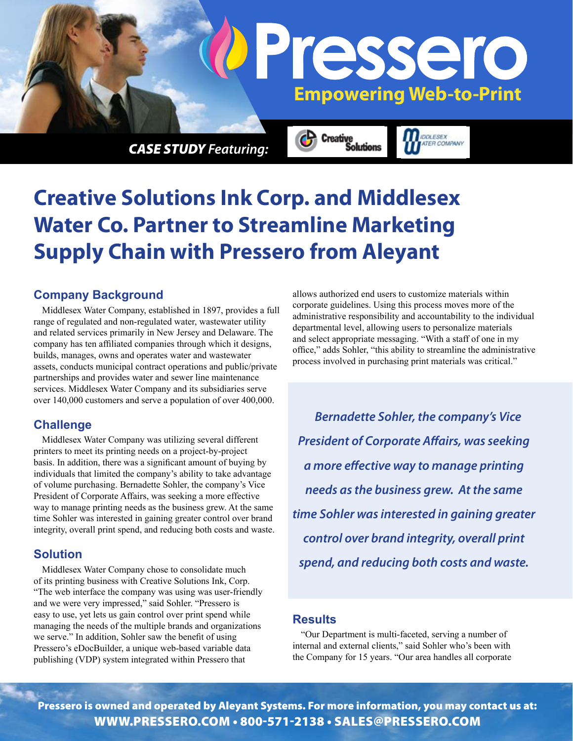# Pressero

**Empowering Web-to-Print**

***CASE STUDY** Featuring:*

# Creative Solutions Ink Corp. and Middlesex Water Co. Partner to Streamline Marketing Supply Chain with Pressero from Aleyant

## Company Background

Middlesex Water Company, established in 1897, provides a full range of regulated and non-regulated water, wastewater utility and related services primarily in New Jersey and Delaware. The company has ten affiliated companies through which it designs, builds, manages, owns and operates water and wastewater assets, conducts municipal contract operations and public/private partnerships and provides water and sewer line maintenance services. Middlesex Water Company and its subsidiaries serve over 140,000 customers and serve a population of over 400,000.

## Challenge

Middlesex Water Company was utilizing several different printers to meet its printing needs on a project-by-project basis. In addition, there was a significant amount of buying by individuals that limited the company's ability to take advantage of volume purchasing. Bernadette Sohler, the company's Vice President of Corporate Affairs, was seeking a more effective way to manage printing needs as the business grew. At the same time Sohler was interested in gaining greater control over brand integrity, overall print spend, and reducing both costs and waste.

## Solution

Middlesex Water Company chose to consolidate much of its printing business with Creative Solutions Ink, Corp. "The web interface the company was using was user-friendly and we were very impressed," said Sohler. "Pressero is easy to use, yet lets us gain control over print spend while managing the needs of the multiple brands and organizations we serve." In addition, Sohler saw the benefit of using Pressero's eDocBuilder, a unique web-based variable data publishing (VDP) system integrated within Pressero that allows authorized end users to customize materials within corporate guidelines. Using this process moves more of the administrative responsibility and accountability to the individual departmental level, allowing users to personalize materials and select appropriate messaging. "With a staff of one in my office," adds Sohler, "this ability to streamline the administrative process involved in purchasing print materials was critical."

*Bernadette Sohler, the company's Vice President of Corporate Affairs, was seeking a more effective way to manage printing needs as the business grew. At the same time Sohler was interested in gaining greater control over brand integrity, overall print spend, and reducing both costs and waste.*

## Results

"Our Department is multi-faceted, serving a number of internal and external clients," said Sohler who's been with the Company for 15 years. "Our area handles all corporate

**Pressero is owned and operated by Aleyant Systems. For more information, you may contact us at:**
**WWW.PRESSERO.COM • 800-571-2138 • SALES@PRESSERO.COM**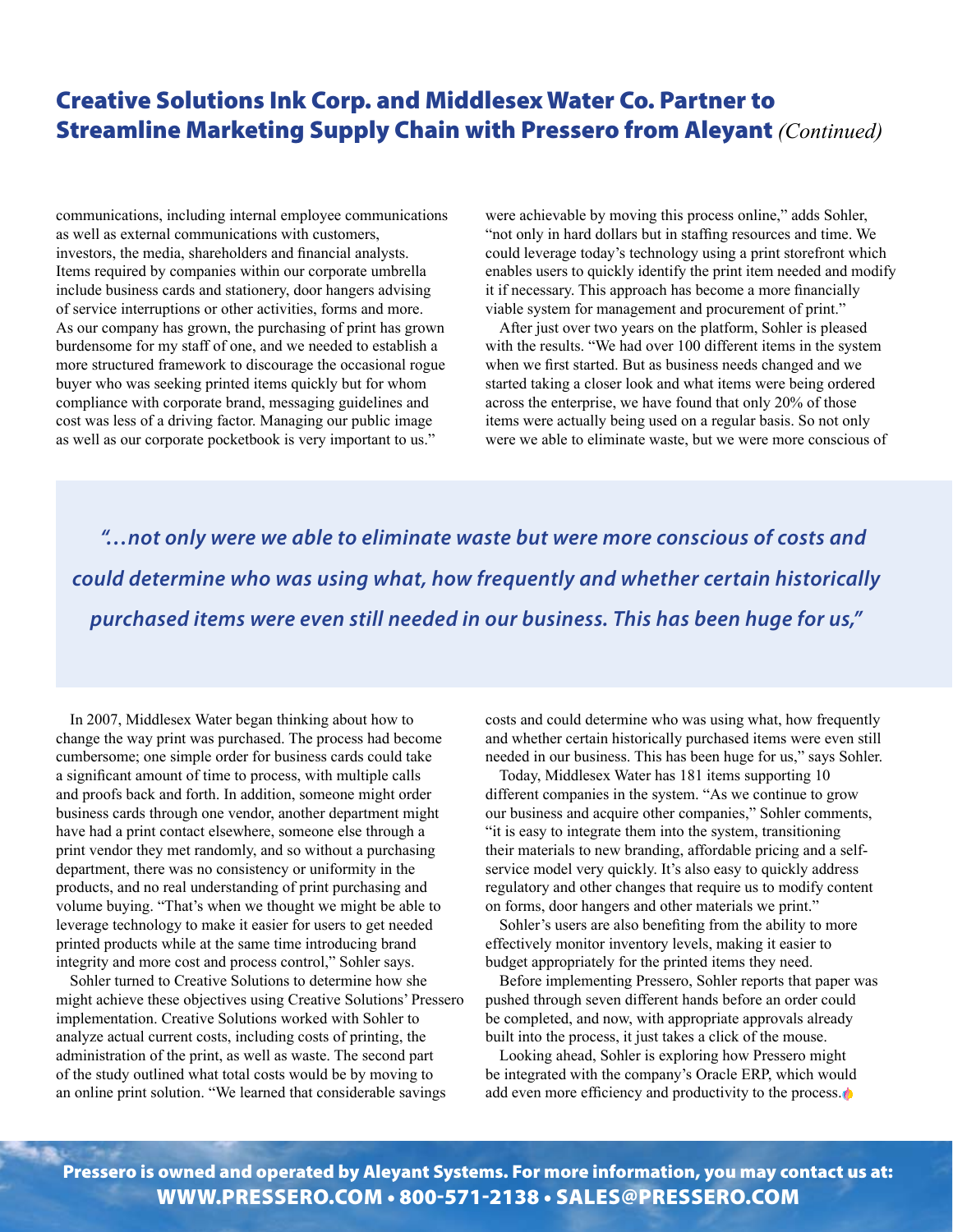# Creative Solutions Ink Corp. and Middlesex Water Co. Partner to Streamline Marketing Supply Chain with Pressero from Aleyant *(Continued)*

communications, including internal employee communications as well as external communications with customers, investors, the media, shareholders and financial analysts. Items required by companies within our corporate umbrella include business cards and stationery, door hangers advising of service interruptions or other activities, forms and more. As our company has grown, the purchasing of print has grown burdensome for my staff of one, and we needed to establish a more structured framework to discourage the occasional rogue buyer who was seeking printed items quickly but for whom compliance with corporate brand, messaging guidelines and cost was less of a driving factor. Managing our public image as well as our corporate pocketbook is very important to us."

In 2007, Middlesex Water began thinking about how to change the way print was purchased. The process had become cumbersome; one simple order for business cards could take a significant amount of time to process, with multiple calls and proofs back and forth. In addition, someone might order business cards through one vendor, another department might have had a print contact elsewhere, someone else through a print vendor they met randomly, and so without a purchasing department, there was no consistency or uniformity in the products, and no real understanding of print purchasing and volume buying. "That's when we thought we might be able to leverage technology to make it easier for users to get needed printed products while at the same time introducing brand integrity and more cost and process control," Sohler says.

Sohler turned to Creative Solutions to determine how she might achieve these objectives using Creative Solutions' Pressero implementation. Creative Solutions worked with Sohler to analyze actual current costs, including costs of printing, the administration of the print, as well as waste. The second part of the study outlined what total costs would be by moving to an online print solution. "We learned that considerable savings were achievable by moving this process online," adds Sohler, "not only in hard dollars but in staffing resources and time. We could leverage today's technology using a print storefront which enables users to quickly identify the print item needed and modify it if necessary. This approach has become a more financially viable system for management and procurement of print."

After just over two years on the platform, Sohler is pleased with the results. "We had over 100 different items in the system when we first started. But as business needs changed and we started taking a closer look and what items were being ordered across the enterprise, we have found that only 20% of those items were actually being used on a regular basis. So not only were we able to eliminate waste, but we were more conscious of costs and could determine who was using what, how frequently and whether certain historically purchased items were even still needed in our business. This has been huge for us," says Sohler.

> ***"…not only were we able to eliminate waste but were more conscious of costs and could determine who was using what, how frequently and whether certain historically purchased items were even still needed in our business. This has been huge for us,"***

Today, Middlesex Water has 181 items supporting 10 different companies in the system. "As we continue to grow our business and acquire other companies," Sohler comments, "it is easy to integrate them into the system, transitioning their materials to new branding, affordable pricing and a self-service model very quickly. It's also easy to quickly address regulatory and other changes that require us to modify content on forms, door hangers and other materials we print."

Sohler's users are also benefiting from the ability to more effectively monitor inventory levels, making it easier to budget appropriately for the printed items they need.

Before implementing Pressero, Sohler reports that paper was pushed through seven different hands before an order could be completed, and now, with appropriate approvals already built into the process, it just takes a click of the mouse.

Looking ahead, Sohler is exploring how Pressero might be integrated with the company's Oracle ERP, which would add even more efficiency and productivity to the process.

**Pressero is owned and operated by Aleyant Systems. For more information, you may contact us at: WWW.PRESSERO.COM • 800-571-2138 • SALES@PRESSERO.COM**